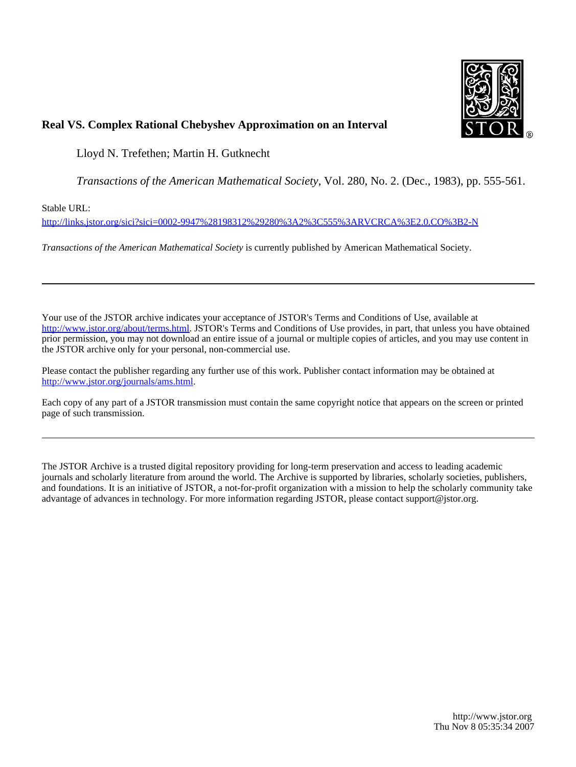**Real VS. Complex Rational Chebyshev Approximation on an Interval**

Lloyd N. Trefethen; Martin H. Gutknecht

*Transactions of the American Mathematical Society*, Vol. 280, No. 2. (Dec., 1983), pp. 555-561.

Stable URL:

http://links.jstor.org/sici?sici=0002-9947%28198312%29280%3A2%3C555%3ARVCRCA%3E2.0.CO%3B2-N

*Transactions of the American Mathematical Society* is currently published by American Mathematical Society.

---

Your use of the JSTOR archive indicates your acceptance of JSTOR's Terms and Conditions of Use, available at http://www.jstor.org/about/terms.html. JSTOR's Terms and Conditions of Use provides, in part, that unless you have obtained prior permission, you may not download an entire issue of a journal or multiple copies of articles, and you may use content in the JSTOR archive only for your personal, non-commercial use.

Please contact the publisher regarding any further use of this work. Publisher contact information may be obtained at http://www.jstor.org/journals/ams.html.

Each copy of any part of a JSTOR transmission must contain the same copyright notice that appears on the screen or printed page of such transmission.

---

The JSTOR Archive is a trusted digital repository providing for long-term preservation and access to leading academic journals and scholarly literature from around the world. The Archive is supported by libraries, scholarly societies, publishers, and foundations. It is an initiative of JSTOR, a not-for-profit organization with a mission to help the scholarly community take advantage of advances in technology. For more information regarding JSTOR, please contact support@jstor.org.

http://www.jstor.org
Thu Nov 8 05:35:34 2007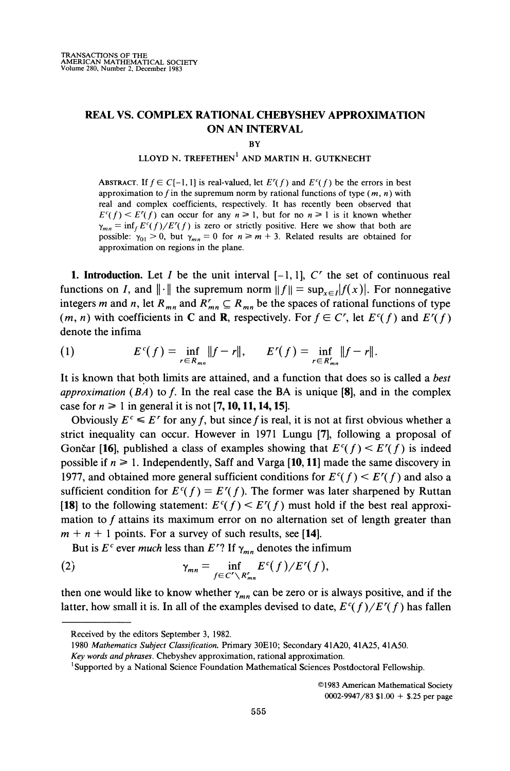TRANSACTIONS OF THE AMERICAN MATHEMATICAL SOCIETY
Volume 280, Number 2, December 1983

# REAL VS. COMPLEX RATIONAL CHEBYSHEV APPROXIMATION ON AN INTERVAL

BY

LLOYD N. TREFETHEN[1] AND MARTIN H. GUTKNECHT

ABSTRACT. If $f \in C[-1,1]$ is real-valued, let $E^r(f)$ and $E^c(f)$ be the errors in best approximation to $f$ in the supremum norm by rational functions of type $(m, n)$ with real and complex coefficients, respectively. It has recently been observed that $E^c(f) < E^r(f)$ can occur for any $n \geq 1$, but for no $n \geq 1$ is it known whether $\gamma_{mn} = \inf_f E^c(f)/E^r(f)$ is zero or strictly positive. Here we show that both are possible: $\gamma_{01} > 0$, but $\gamma_{mn} = 0$ for $n \geq m + 3$. Related results are obtained for approximation on regions in the plane.

**1. Introduction.** Let $I$ be the unit interval $[-1,1]$, $C^r$ the set of continuous real functions on $I$, and $\|\cdot\|$ the supremum norm $\|f\| = \sup_{x \in I}|f(x)|$. For nonnegative integers $m$ and $n$, let $R_{mn}$ and $R^r_{mn} \subseteq R_{mn}$ be the spaces of rational functions of type $(m, n)$ with coefficients in $\mathbf{C}$ and $\mathbf{R}$, respectively. For $f \in C^r$, let $E^c(f)$ and $E^r(f)$ denote the infima

$$(1) \qquad E^c(f) = \inf_{r \in R_{mn}} \|f - r\|, \qquad E^r(f) = \inf_{r \in R^r_{mn}} \|f - r\|.$$

It is known that both limits are attained, and a function that does so is called a *best approximation* (*BA*) to $f$. In the real case the BA is unique **[8]**, and in the complex case for $n \geq 1$ in general it is not **[7, 10, 11, 14, 15]**.

Obviously $E^c \leq E^r$ for any $f$, but since $f$ is real, it is not at first obvious whether a strict inequality can occur. However in 1971 Lungu **[7]**, following a proposal of Gončar **[16]**, published a class of examples showing that $E^c(f) < E^r(f)$ is indeed possible if $n \geq 1$. Independently, Saff and Varga **[10, 11]** made the same discovery in 1977, and obtained more general sufficient conditions for $E^c(f) < E^r(f)$ and also a sufficient condition for $E^c(f) = E^r(f)$. The former was later sharpened by Ruttan **[18]** to the following statement: $E^c(f) < E^r(f)$ must hold if the best real approximation to $f$ attains its maximum error on no alternation set of length greater than $m + n + 1$ points. For a survey of such results, see **[14]**.

But is $E^c$ ever *much* less than $E^r$? If $\gamma_{mn}$ denotes the infimum

$$(2) \qquad \gamma_{mn} = \inf_{f \in C^r \setminus R^r_{mn}} E^c(f)/E^r(f),$$

then one would like to know whether $\gamma_{mn}$ can be zero or is always positive, and if the latter, how small it is. In all of the examples devised to date, $E^c(f)/E^r(f)$ has fallen

---

Received by the editors September 3, 1982.
1980 *Mathematics Subject Classification*. Primary 30E10; Secondary 41A20, 41A25, 41A50.
*Key words and phrases*. Chebyshev approximation, rational approximation.
[1]Supported by a National Science Foundation Mathematical Sciences Postdoctoral Fellowship.

©1983 American Mathematical Society
0002-9947/83 $1.00 + $.25 per page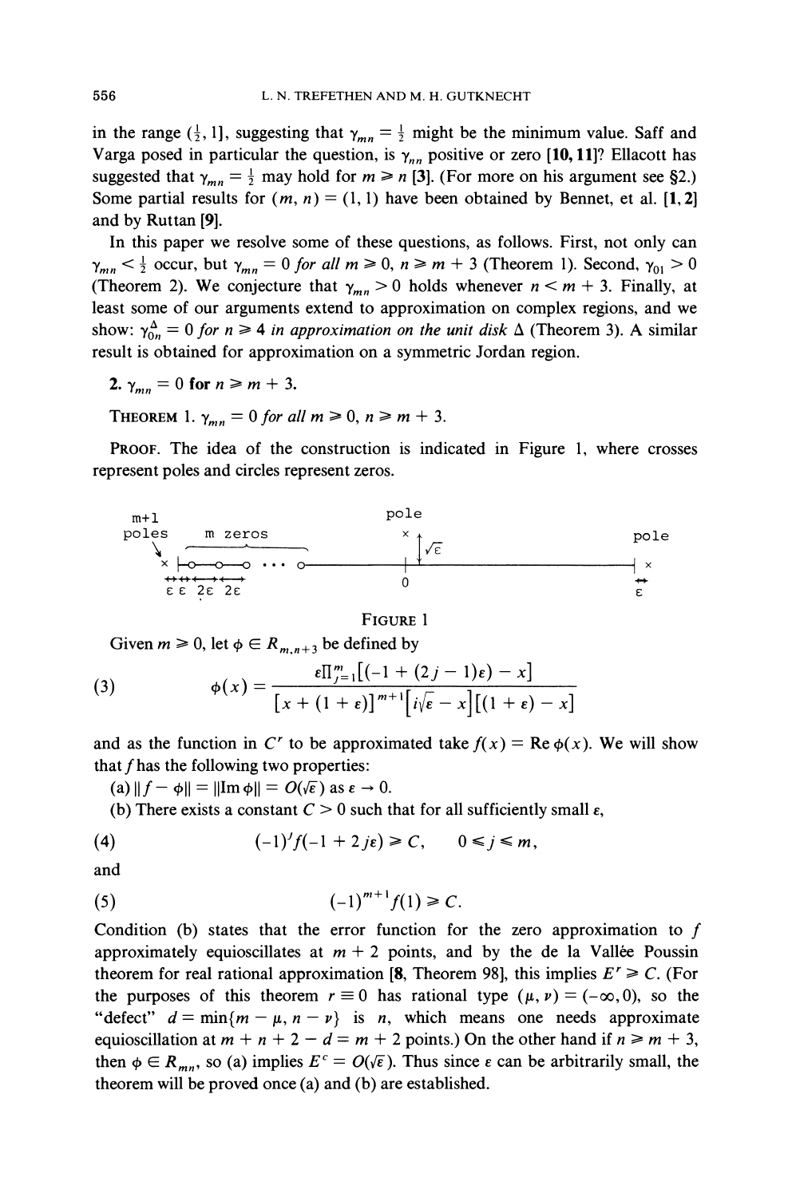in the range $(\frac{1}{2}, 1]$, suggesting that $\gamma_{mn} = \frac{1}{2}$ might be the minimum value. Saff and Varga posed in particular the question, is $\gamma_{nn}$ positive or zero [**10, 11**]? Ellacott has suggested that $\gamma_{mn} = \frac{1}{2}$ may hold for $m \geq n$ [**3**]. (For more on his argument see §2.) Some partial results for $(m, n) = (1, 1)$ have been obtained by Bennet, et al. [**1, 2**] and by Ruttan [**9**].

In this paper we resolve some of these questions, as follows. First, not only can $\gamma_{mn} < \frac{1}{2}$ occur, but $\gamma_{mn} = 0$ *for all* $m \geq 0$, $n \geq m + 3$ (Theorem 1). Second, $\gamma_{01} > 0$ (Theorem 2). We conjecture that $\gamma_{mn} > 0$ holds whenever $n < m + 3$. Finally, at least some of our arguments extend to approximation on complex regions, and we show: $\gamma_{0n}^{\Delta} = 0$ *for* $n \geq 4$ *in approximation on the unit disk* $\Delta$ (Theorem 3). A similar result is obtained for approximation on a symmetric Jordan region.

## 2. $\gamma_{mn} = 0$ for $n \geq m + 3$.

THEOREM 1. $\gamma_{mn} = 0$ *for all* $m \geq 0$, $n \geq m + 3$.

PROOF. The idea of the construction is indicated in Figure 1, where crosses represent poles and circles represent zeros.

```
m+1                               pole
poles     m zeros                  x                                  pole
  \   ____________                 | √ε
   x |-o---o---o  ...  o-----------+----------------------------------| x
   ↔ ↔↔ ←→ ←→                      0                                   ↔
   ε ε 2ε 2ε                                                           ε
```

FIGURE 1

Given $m \geq 0$, let $\phi \in R_{m,n+3}$ be defined by

$$\phi(x) = \frac{\varepsilon \prod_{j=1}^{m}\left[(-1 + (2j-1)\varepsilon) - x\right]}{\left[x + (1+\varepsilon)\right]^{m+1}\left[i\sqrt{\varepsilon} - x\right]\left[(1+\varepsilon) - x\right]} \tag{3}$$

and as the function in $C^r$ to be approximated take $f(x) = \operatorname{Re}\phi(x)$. We will show that $f$ has the following two properties:

(a) $\|f - \phi\| = \|\operatorname{Im}\phi\| = O(\sqrt{\varepsilon})$ as $\varepsilon \to 0$.

(b) There exists a constant $C > 0$ such that for all sufficiently small $\varepsilon$,

$$(-1)^j f(-1 + 2j\varepsilon) \geq C, \qquad 0 \leq j \leq m, \tag{4}$$

and

$$(-1)^{m+1} f(1) \geq C. \tag{5}$$

Condition (b) states that the error function for the zero approximation to $f$ approximately equioscillates at $m + 2$ points, and by the de la Vallée Poussin theorem for real rational approximation [**8**, Theorem 98], this implies $E^r \geq C$. (For the purposes of this theorem $r \equiv 0$ has rational type $(\mu, \nu) = (-\infty, 0)$, so the "defect" $d = \min\{m - \mu, n - \nu\}$ is $n$, which means one needs approximate equioscillation at $m + n + 2 - d = m + 2$ points.) On the other hand if $n \geq m + 3$, then $\phi \in R_{mn}$, so (a) implies $E^c = O(\sqrt{\varepsilon})$. Thus since $\varepsilon$ can be arbitrarily small, the theorem will be proved once (a) and (b) are established.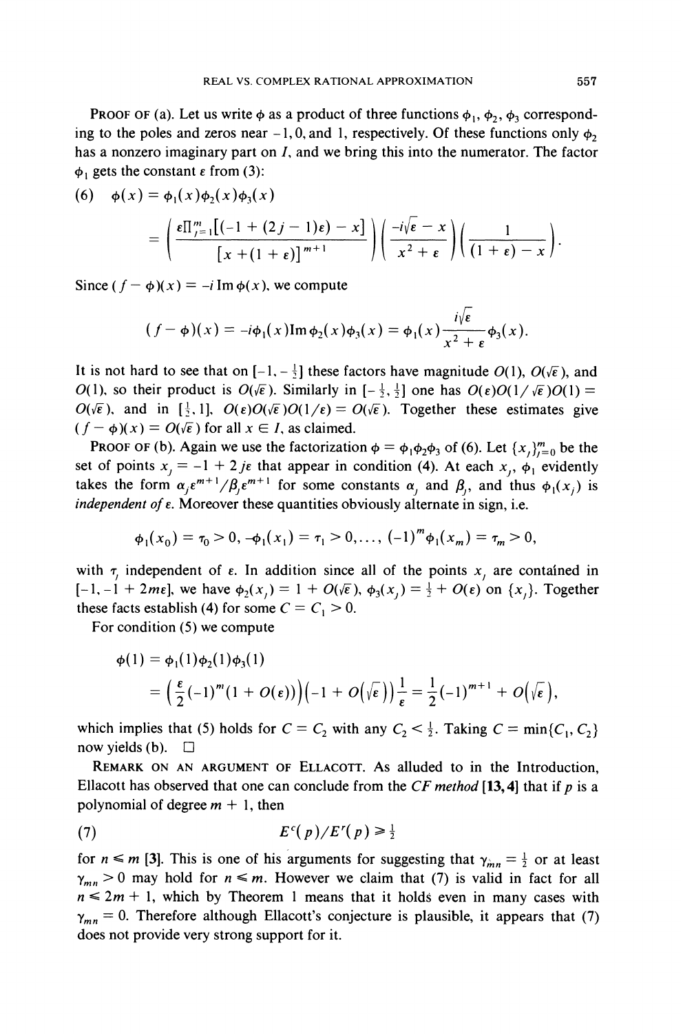**Proof of** (a). Let us write $\phi$ as a product of three functions $\phi_1, \phi_2, \phi_3$ corresponding to the poles and zeros near $-1, 0$, and $1$, respectively. Of these functions only $\phi_2$ has a nonzero imaginary part on $I$, and we bring this into the numerator. The factor $\phi_1$ gets the constant $\varepsilon$ from (3):

$$(6)\quad \phi(x) = \phi_1(x)\phi_2(x)\phi_3(x)$$

$$= \left(\frac{\varepsilon\prod_{j=1}^{m}[(-1+(2j-1)\varepsilon)-x]}{[x+(1+\varepsilon)]^{m+1}}\right)\left(\frac{-i\sqrt{\varepsilon}-x}{x^2+\varepsilon}\right)\left(\frac{1}{(1+\varepsilon)-x}\right).$$

Since $(f-\phi)(x) = -i\,\mathrm{Im}\,\phi(x)$, we compute

$$(f-\phi)(x) = -i\phi_1(x)\mathrm{Im}\,\phi_2(x)\phi_3(x) = \phi_1(x)\frac{i\sqrt{\varepsilon}}{x^2+\varepsilon}\phi_3(x).$$

It is not hard to see that on $[-1, -\frac{1}{2}]$ these factors have magnitude $O(1)$, $O(\sqrt{\varepsilon})$, and $O(1)$, so their product is $O(\sqrt{\varepsilon})$. Similarly in $[-\frac{1}{2}, \frac{1}{2}]$ one has $O(\varepsilon)O(1/\sqrt{\varepsilon})O(1) = O(\sqrt{\varepsilon})$, and in $[\frac{1}{2}, 1]$, $O(\varepsilon)O(\sqrt{\varepsilon})O(1/\varepsilon) = O(\sqrt{\varepsilon})$. Together these estimates give $(f-\phi)(x) = O(\sqrt{\varepsilon})$ for all $x \in I$, as claimed.

**Proof of** (b). Again we use the factorization $\phi = \phi_1\phi_2\phi_3$ of (6). Let $\{x_j\}_{j=0}^{m}$ be the set of points $x_j = -1 + 2j\varepsilon$ that appear in condition (4). At each $x_j$, $\phi_1$ evidently takes the form $\alpha_j\varepsilon^{m+1}/\beta_j\varepsilon^{m+1}$ for some constants $\alpha_j$ and $\beta_j$, and thus $\phi_1(x_j)$ is *independent of* $\varepsilon$. Moreover these quantities obviously alternate in sign, i.e.

$$\phi_1(x_0) = \tau_0 > 0,\ -\phi_1(x_1) = \tau_1 > 0, \ldots, (-1)^m\phi_1(x_m) = \tau_m > 0,$$

with $\tau_j$ independent of $\varepsilon$. In addition since all of the points $x_j$ are contained in $[-1, -1+2m\varepsilon]$, we have $\phi_2(x_j) = 1 + O(\sqrt{\varepsilon})$, $\phi_3(x_j) = \frac{1}{2} + O(\varepsilon)$ on $\{x_j\}$. Together these facts establish (4) for some $C = C_1 > 0$.

For condition (5) we compute

$$\phi(1) = \phi_1(1)\phi_2(1)\phi_3(1)$$
$$= \left(\frac{\varepsilon}{2}(-1)^m(1+O(\varepsilon))\right)\left(-1+O\left(\sqrt{\varepsilon}\right)\right)\frac{1}{\varepsilon} = \frac{1}{2}(-1)^{m+1} + O\left(\sqrt{\varepsilon}\right),$$

which implies that (5) holds for $C = C_2$ with any $C_2 < \frac{1}{2}$. Taking $C = \min\{C_1, C_2\}$ now yields (b). $\square$

**Remark on an argument of Ellacott.** As alluded to in the Introduction, Ellacott has observed that one can conclude from the *CF method* [13, 4] that if $p$ is a polynomial of degree $m+1$, then

$$(7)\qquad E^c(p)/E^r(p) \geq \tfrac{1}{2}$$

for $n \leq m$ [3]. This is one of his arguments for suggesting that $\gamma_{mn} = \frac{1}{2}$ or at least $\gamma_{mn} > 0$ may hold for $n \leq m$. However we claim that (7) is valid in fact for all $n \leq 2m+1$, which by Theorem 1 means that it holds even in many cases with $\gamma_{mn} = 0$. Therefore although Ellacott's conjecture is plausible, it appears that (7) does not provide very strong support for it.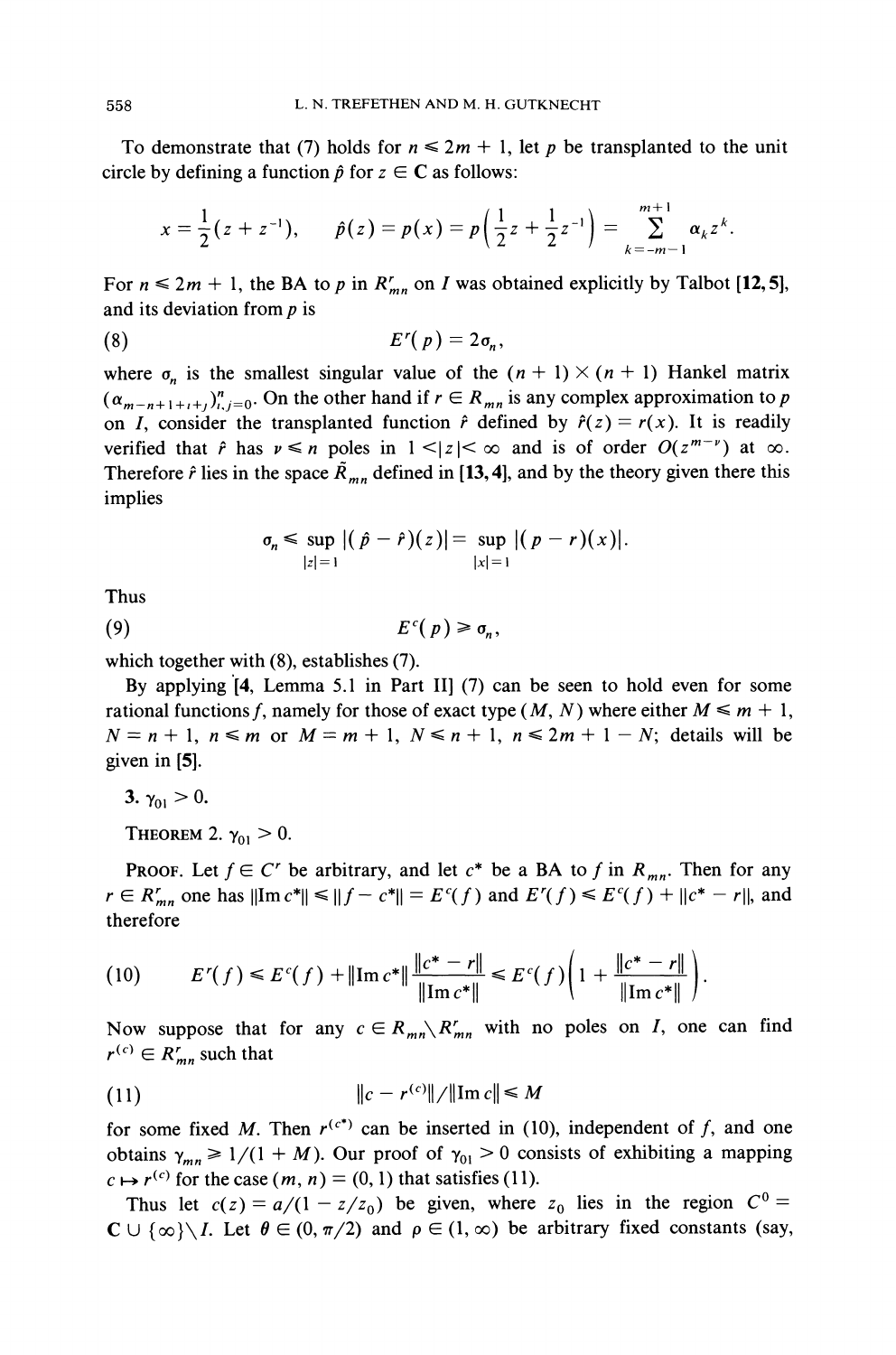To demonstrate that (7) holds for $n \leqslant 2m+1$, let $p$ be transplanted to the unit circle by defining a function $\hat{p}$ for $z \in \mathbf{C}$ as follows:

$$x = \frac{1}{2}(z + z^{-1}), \qquad \hat{p}(z) = p(x) = p\left(\frac{1}{2}z + \frac{1}{2}z^{-1}\right) = \sum_{k=-m-1}^{m+1} \alpha_k z^k.$$

For $n \leqslant 2m+1$, the BA to $p$ in $R^r_{mn}$ on $I$ was obtained explicitly by Talbot **[12, 5]**, and its deviation from $p$ is

$$E^r(p) = 2\sigma_n, \tag{8}$$

where $\sigma_n$ is the smallest singular value of the $(n+1) \times (n+1)$ Hankel matrix $(\alpha_{m-n+1+i+j})^n_{i,j=0}$. On the other hand if $r \in R_{mn}$ is any complex approximation to $p$ on $I$, consider the transplanted function $\hat{r}$ defined by $\hat{r}(z) = r(x)$. It is readily verified that $\hat{r}$ has $\nu \leqslant n$ poles in $1 < |z| < \infty$ and is of order $O(z^{m-\nu})$ at $\infty$. Therefore $\hat{r}$ lies in the space $\tilde{R}_{mn}$ defined in **[13, 4]**, and by the theory given there this implies

$$\sigma_n \leqslant \sup_{|z|=1} |(\hat{p} - \hat{r})(z)| = \sup_{|x|=1} |(p - r)(x)|.$$

Thus

$$E^c(p) \geqslant \sigma_n, \tag{9}$$

which together with (8), establishes (7).

By applying **[4**, Lemma 5.1 in Part II**]** (7) can be seen to hold even for some rational functions $f$, namely for those of exact type $(M, N)$ where either $M \leqslant m+1$, $N = n+1$, $n \leqslant m$ or $M = m+1$, $N \leqslant n+1$, $n \leqslant 2m+1-N$; details will be given in **[5]**.

## 3. $\gamma_{01} > 0$.

**Theorem 2.** $\gamma_{01} > 0$.

**Proof.** Let $f \in C^r$ be arbitrary, and let $c^*$ be a BA to $f$ in $R_{mn}$. Then for any $r \in R^r_{mn}$ one has $\|\operatorname{Im} c^*\| \leqslant \|f - c^*\| = E^c(f)$ and $E^r(f) \leqslant E^c(f) + \|c^* - r\|$, and therefore

$$E^r(f) \leqslant E^c(f) + \|\operatorname{Im} c^*\| \frac{\|c^* - r\|}{\|\operatorname{Im} c^*\|} \leqslant E^c(f)\left(1 + \frac{\|c^* - r\|}{\|\operatorname{Im} c^*\|}\right). \tag{10}$$

Now suppose that for any $c \in R_{mn} \backslash R^r_{mn}$ with no poles on $I$, one can find $r^{(c)} \in R^r_{mn}$ such that

$$\|c - r^{(c)}\| / \|\operatorname{Im} c\| \leqslant M \tag{11}$$

for some fixed $M$. Then $r^{(c^*)}$ can be inserted in (10), independent of $f$, and one obtains $\gamma_{mn} \geqslant 1/(1+M)$. Our proof of $\gamma_{01} > 0$ consists of exhibiting a mapping $c \mapsto r^{(c)}$ for the case $(m, n) = (0, 1)$ that satisfies (11).

Thus let $c(z) = a/(1 - z/z_0)$ be given, where $z_0$ lies in the region $C^0 = \mathbf{C} \cup \{\infty\} \backslash I$. Let $\theta \in (0, \pi/2)$ and $\rho \in (1, \infty)$ be arbitrary fixed constants (say,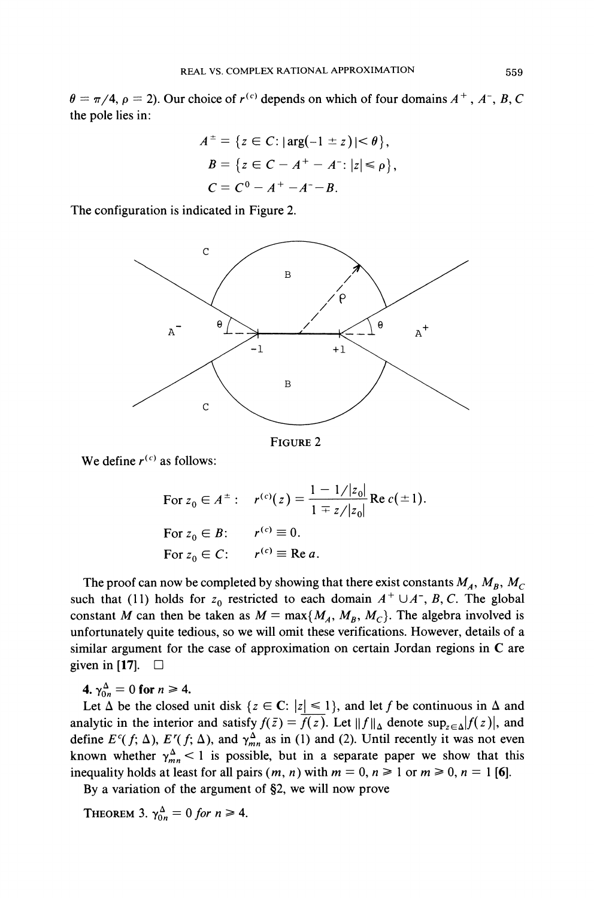$\theta = \pi/4$, $\rho = 2$). Our choice of $r^{(c)}$ depends on which of four domains $A^+$, $A^-$, $B$, $C$ the pole lies in:

$$A^{\pm} = \{z \in C: |\arg(-1 \pm z)| < \theta\},$$
$$B = \{z \in C - A^+ - A^-: |z| \leqslant \rho\},$$
$$C = C^0 - A^+ - A^- - B.$$

The configuration is indicated in Figure 2.

FIGURE 2

We define $r^{(c)}$ as follows:

For $z_0 \in A^{\pm}$: $\quad r^{(c)}(z) = \dfrac{1 - 1/|z_0|}{1 \mp z/|z_0|} \operatorname{Re} c(\pm 1)$.

For $z_0 \in B$: $\quad r^{(c)} \equiv 0$.

For $z_0 \in C$: $\quad r^{(c)} \equiv \operatorname{Re} a$.

The proof can now be completed by showing that there exist constants $M_A$, $M_B$, $M_C$ such that (11) holds for $z_0$ restricted to each domain $A^+ \cup A^-$, $B$, $C$. The global constant $M$ can then be taken as $M = \max\{M_A, M_B, M_C\}$. The algebra involved is unfortunately quite tedious, so we will omit these verifications. However, details of a similar argument for the case of approximation on certain Jordan regions in **C** are given in **[17]**. $\square$

**4. $\gamma_{0n}^{\Delta} = 0$ for $n \geqslant 4$.**

Let $\Delta$ be the closed unit disk $\{z \in \mathbf{C}: |z| \leqslant 1\}$, and let $f$ be continuous in $\Delta$ and analytic in the interior and satisfy $f(\bar{z}) = \overline{f(z)}$. Let $\|f\|_{\Delta}$ denote $\sup_{z \in \Delta}|f(z)|$, and define $E^c(f; \Delta)$, $E^r(f; \Delta)$, and $\gamma_{mn}^{\Delta}$ as in (1) and (2). Until recently it was not even known whether $\gamma_{mn}^{\Delta} < 1$ is possible, but in a separate paper we show that this inequality holds at least for all pairs $(m, n)$ with $m = 0$, $n \geqslant 1$ or $m \geqslant 0$, $n = 1$ **[6]**.

By a variation of the argument of §2, we will now prove

THEOREM 3. *$\gamma_{0n}^{\Delta} = 0$ for $n \geqslant 4$.*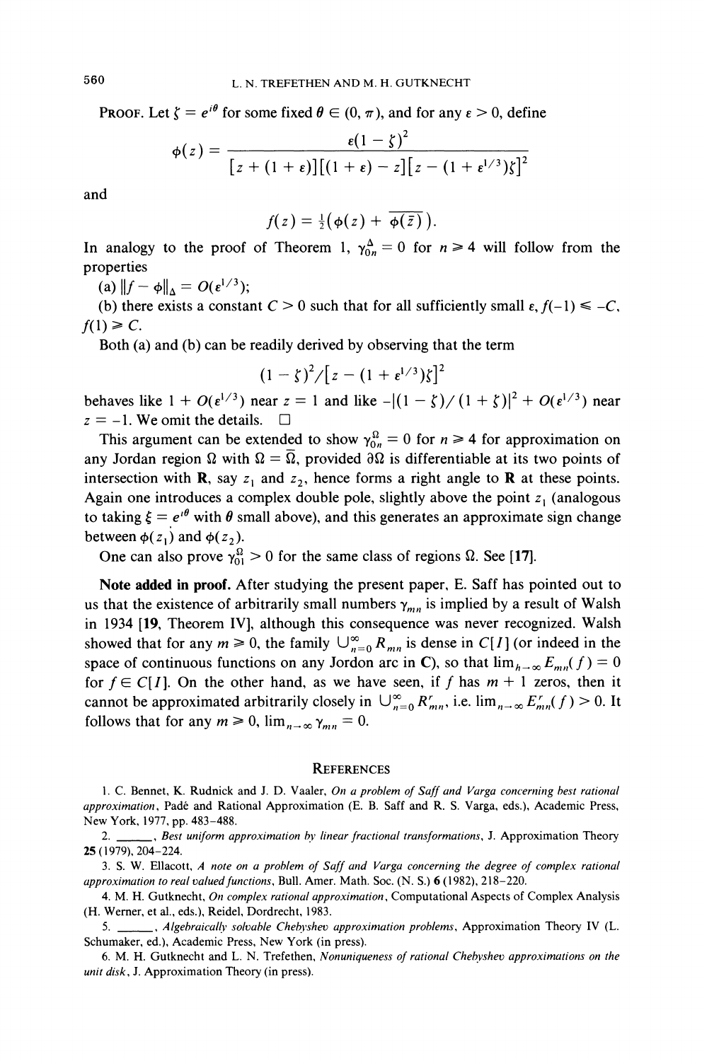PROOF. Let $\zeta = e^{i\theta}$ for some fixed $\theta \in (0, \pi)$, and for any $\varepsilon > 0$, define

$$\phi(z) = \frac{\varepsilon(1-\zeta)^2}{[z + (1+\varepsilon)][(1+\varepsilon) - z][z - (1+\varepsilon^{1/3})\zeta]^2}$$

and

$$f(z) = \tfrac{1}{2}\big(\phi(z) + \overline{\phi(\bar{z})}\big).$$

In analogy to the proof of Theorem 1, $\gamma_{0n}^{\Delta} = 0$ for $n \geqslant 4$ will follow from the properties

(a) $\|f - \phi\|_{\Delta} = O(\varepsilon^{1/3})$;

(b) there exists a constant $C > 0$ such that for all sufficiently small $\varepsilon$, $f(-1) \leqslant -C$, $f(1) \geqslant C$.

Both (a) and (b) can be readily derived by observing that the term

$$(1-\zeta)^2/[z - (1+\varepsilon^{1/3})\zeta]^2$$

behaves like $1 + O(\varepsilon^{1/3})$ near $z = 1$ and like $-|(1-\zeta)/(1+\zeta)|^2 + O(\varepsilon^{1/3})$ near $z = -1$. We omit the details. $\square$

This argument can be extended to show $\gamma_{0n}^{\Omega} = 0$ for $n \geqslant 4$ for approximation on any Jordan region $\Omega$ with $\Omega = \overline{\Omega}$, provided $\partial\Omega$ is differentiable at its two points of intersection with $\mathbf{R}$, say $z_1$ and $z_2$, hence forms a right angle to $\mathbf{R}$ at these points. Again one introduces a complex double pole, slightly above the point $z_1$ (analogous to taking $\xi = e^{i\theta}$ with $\theta$ small above), and this generates an approximate sign change between $\phi(z_1)$ and $\phi(z_2)$.

One can also prove $\gamma_{01}^{\Omega} > 0$ for the same class of regions $\Omega$. See **[17]**.

**Note added in proof.** After studying the present paper, E. Saff has pointed out to us that the existence of arbitrarily small numbers $\gamma_{mn}$ is implied by a result of Walsh in 1934 **[19**, Theorem IV**]**, although this consequence was never recognized. Walsh showed that for any $m \geqslant 0$, the family $\bigcup_{n=0}^{\infty} R_{mn}$ is dense in $C[I]$ (or indeed in the space of continuous functions on any Jordon arc in $\mathbf{C}$), so that $\lim_{h\to\infty} E_{mn}(f) = 0$ for $f \in C[I]$. On the other hand, as we have seen, if $f$ has $m+1$ zeros, then it cannot be approximated arbitrarily closely in $\bigcup_{n=0}^{\infty} R_{mn}^{r}$, i.e. $\lim_{n\to\infty} E_{mn}^{r}(f) > 0$. It follows that for any $m \geqslant 0$, $\lim_{n\to\infty} \gamma_{mn} = 0$.

## REFERENCES

1. C. Bennet, K. Rudnick and J. D. Vaaler, *On a problem of Saff and Varga concerning best rational approximation*, Padé and Rational Approximation (E. B. Saff and R. S. Varga, eds.), Academic Press, New York, 1977, pp. 483–488.

2. ______, *Best uniform approximation by linear fractional transformations*, J. Approximation Theory **25** (1979), 204–224.

3. S. W. Ellacott, *A note on a problem of Saff and Varga concerning the degree of complex rational approximation to real valued functions*, Bull. Amer. Math. Soc. (N. S.) **6** (1982), 218–220.

4. M. H. Gutknecht, *On complex rational approximation*, Computational Aspects of Complex Analysis (H. Werner, et al., eds.), Reidel, Dordrecht, 1983.

5. ______, *Algebraically solvable Chebyshev approximation problems*, Approximation Theory IV (L. Schumaker, ed.), Academic Press, New York (in press).

6. M. H. Gutknecht and L. N. Trefethen, *Nonuniqueness of rational Chebyshev approximations on the unit disk*, J. Approximation Theory (in press).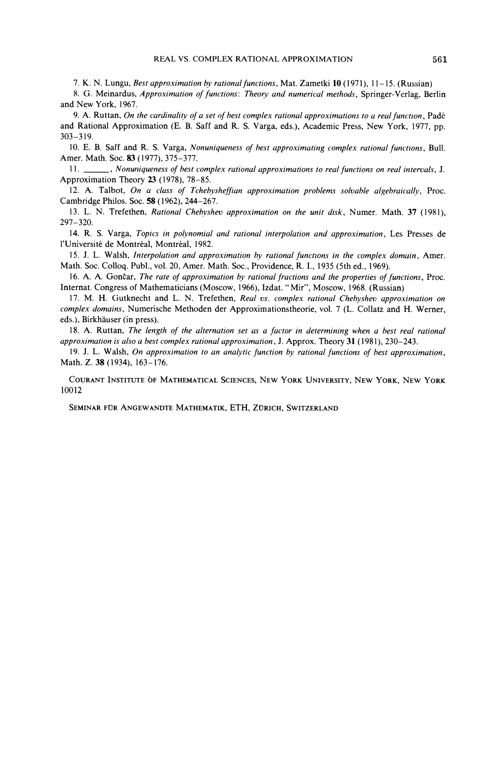7. K. N. Lungu, *Best approximation by rational functions*, Mat. Zametki **10** (1971), 11–15. (Russian)

8. G. Meinardus, *Approximation of functions: Theory and numerical methods*, Springer-Verlag, Berlin and New York, 1967.

9. A. Ruttan, *On the cardinality of a set of best complex rational approximations to a real function*, Padé and Rational Approximation (E. B. Saff and R. S. Varga, eds.), Academic Press, New York, 1977, pp. 303–319.

10. E. B. Saff and R. S. Varga, *Nonuniqueness of best approximating complex rational functions*, Bull. Amer. Math. Soc. **83** (1977), 375–377.

11. ______, *Nonuniqueness of best complex rational approximations to real functions on real intervals*, J. Approximation Theory **23** (1978), 78–85.

12. A. Talbot, *On a class of Tchebysheffian approximation problems solvable algebraically*, Proc. Cambridge Philos. Soc. **58** (1962), 244–267.

13. L. N. Trefethen, *Rational Chebyshev approximation on the unit disk*, Numer. Math. **37** (1981), 297–320.

14. R. S. Varga, *Topics in polynomial and rational interpolation and approximation*, Les Presses de l'Université de Montréal, Montréal, 1982.

15. J. L. Walsh, *Interpolation and approximation by rational functions in the complex domain*, Amer. Math. Soc. Colloq. Publ., vol. 20, Amer. Math. Soc., Providence, R. I., 1935 (5th ed., 1969).

16. A. A. Gončar, *The rate of approximation by rational fractions and the properties of functions*, Proc. Internat. Congress of Mathematicians (Moscow, 1966), Izdat. "Mir", Moscow, 1968. (Russian)

17. M. H. Gutknecht and L. N. Trefethen, *Real vs. complex rational Chebyshev approximation on complex domains*, Numerische Methoden der Approximationstheorie, vol. 7 (L. Collatz and H. Werner, eds.), Birkhäuser (in press).

18. A. Ruttan, *The length of the alternation set as a factor in determining when a best real rational approximation is also a best complex rational approximation*, J. Approx. Theory **31** (1981), 230–243.

19. J. L. Walsh, *On approximation to an analytic function by rational functions of best approximation*, Math. Z. **38** (1934), 163–176.

COURANT INSTITUTE OF MATHEMATICAL SCIENCES, NEW YORK UNIVERSITY, NEW YORK, NEW YORK 10012

SEMINAR FÜR ANGEWANDTE MATHEMATIK, ETH, ZÜRICH, SWITZERLAND